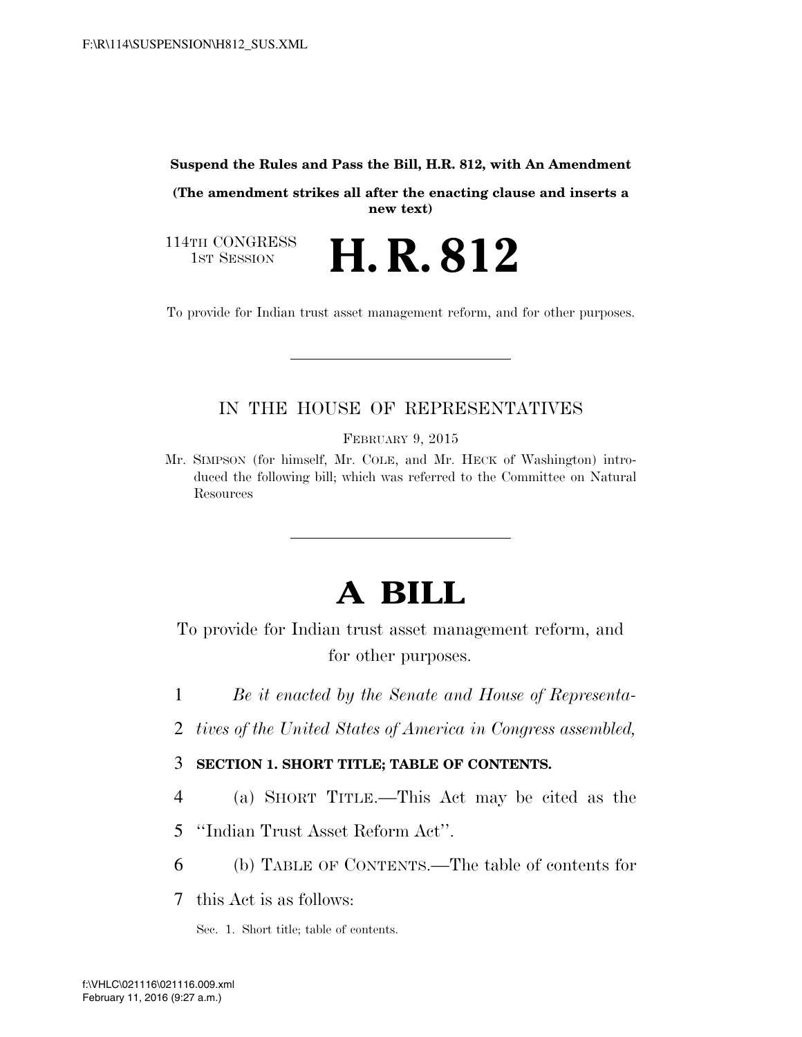**Suspend the Rules and Pass the Bill, H.R. 812, with An Amendment**

**(The amendment strikes all after the enacting clause and inserts a new text)**

114TH CONGRESS
1ST SESSION

# H. R. 812

To provide for Indian trust asset management reform, and for other purposes.

---

IN THE HOUSE OF REPRESENTATIVES

FEBRUARY 9, 2015

Mr. SIMPSON (for himself, Mr. COLE, and Mr. HECK of Washington) introduced the following bill; which was referred to the Committee on Natural Resources

---

# A BILL

To provide for Indian trust asset management reform, and for other purposes.

1 *Be it enacted by the Senate and House of Representa-*
2 *tives of the United States of America in Congress assembled,*

3 **SECTION 1. SHORT TITLE; TABLE OF CONTENTS.**

4 (a) SHORT TITLE.—This Act may be cited as the
5 "Indian Trust Asset Reform Act".

6 (b) TABLE OF CONTENTS.—The table of contents for
7 this Act is as follows:

Sec. 1. Short title; table of contents.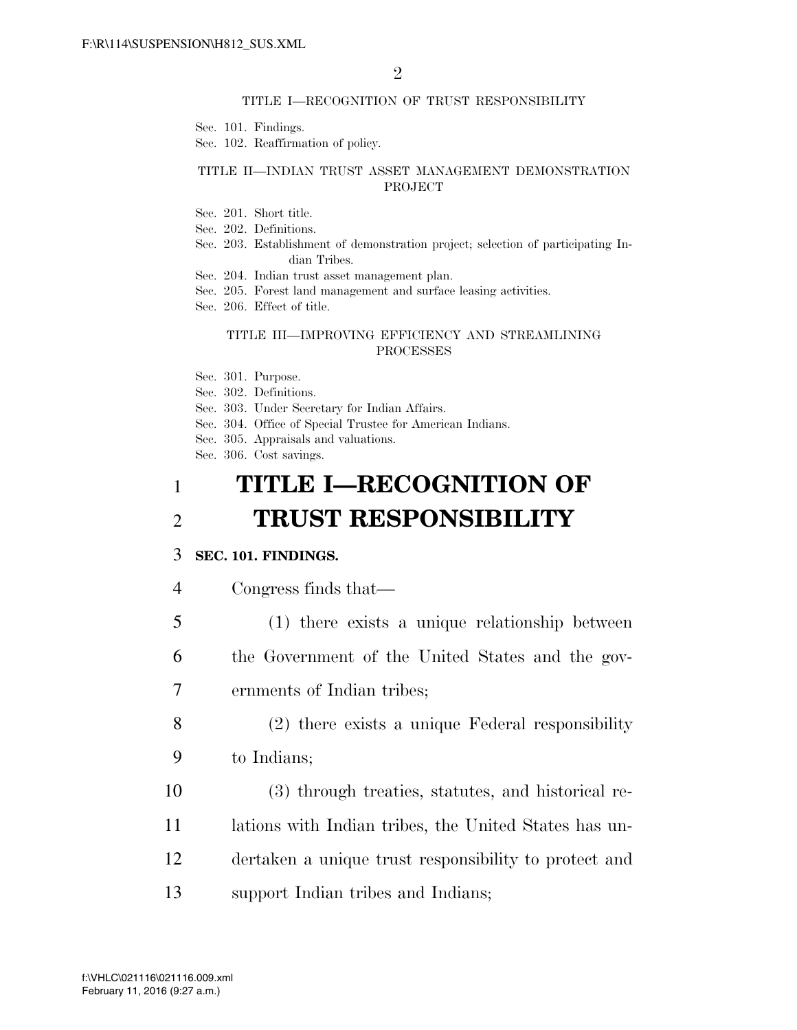TITLE I—RECOGNITION OF TRUST RESPONSIBILITY

Sec. 101. Findings.
Sec. 102. Reaffirmation of policy.

TITLE II—INDIAN TRUST ASSET MANAGEMENT DEMONSTRATION PROJECT

Sec. 201. Short title.
Sec. 202. Definitions.
Sec. 203. Establishment of demonstration project; selection of participating Indian Tribes.
Sec. 204. Indian trust asset management plan.
Sec. 205. Forest land management and surface leasing activities.
Sec. 206. Effect of title.

TITLE III—IMPROVING EFFICIENCY AND STREAMLINING PROCESSES

Sec. 301. Purpose.
Sec. 302. Definitions.
Sec. 303. Under Secretary for Indian Affairs.
Sec. 304. Office of Special Trustee for American Indians.
Sec. 305. Appraisals and valuations.
Sec. 306. Cost savings.

# TITLE I—RECOGNITION OF TRUST RESPONSIBILITY

**SEC. 101. FINDINGS.**

Congress finds that—

(1) there exists a unique relationship between the Government of the United States and the governments of Indian tribes;

(2) there exists a unique Federal responsibility to Indians;

(3) through treaties, statutes, and historical relations with Indian tribes, the United States has undertaken a unique trust responsibility to protect and support Indian tribes and Indians;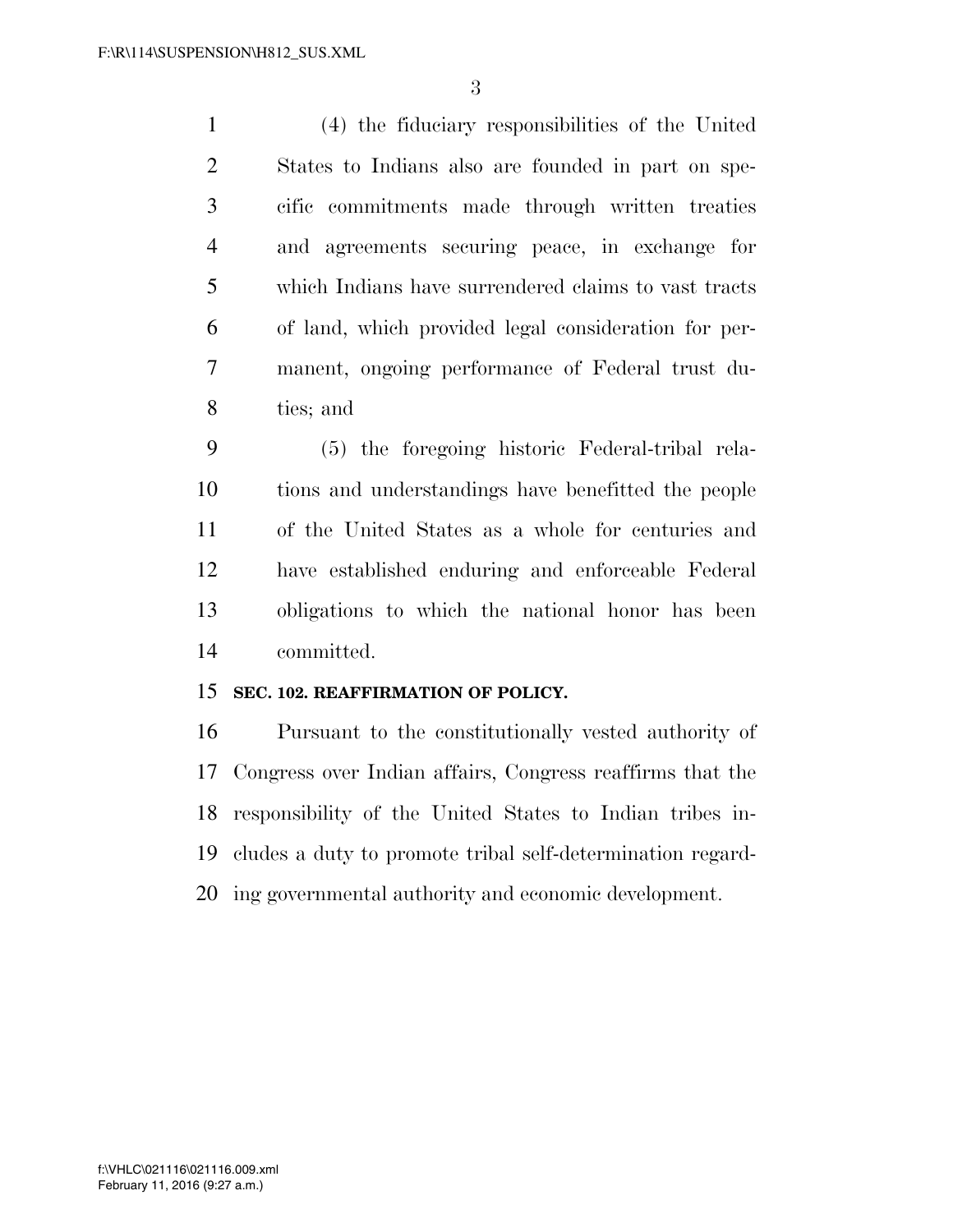(4) the fiduciary responsibilities of the United States to Indians also are founded in part on specific commitments made through written treaties and agreements securing peace, in exchange for which Indians have surrendered claims to vast tracts of land, which provided legal consideration for permanent, ongoing performance of Federal trust duties; and

(5) the foregoing historic Federal-tribal relations and understandings have benefitted the people of the United States as a whole for centuries and have established enduring and enforceable Federal obligations to which the national honor has been committed.

**SEC. 102. REAFFIRMATION OF POLICY.**

Pursuant to the constitutionally vested authority of Congress over Indian affairs, Congress reaffirms that the responsibility of the United States to Indian tribes includes a duty to promote tribal self-determination regarding governmental authority and economic development.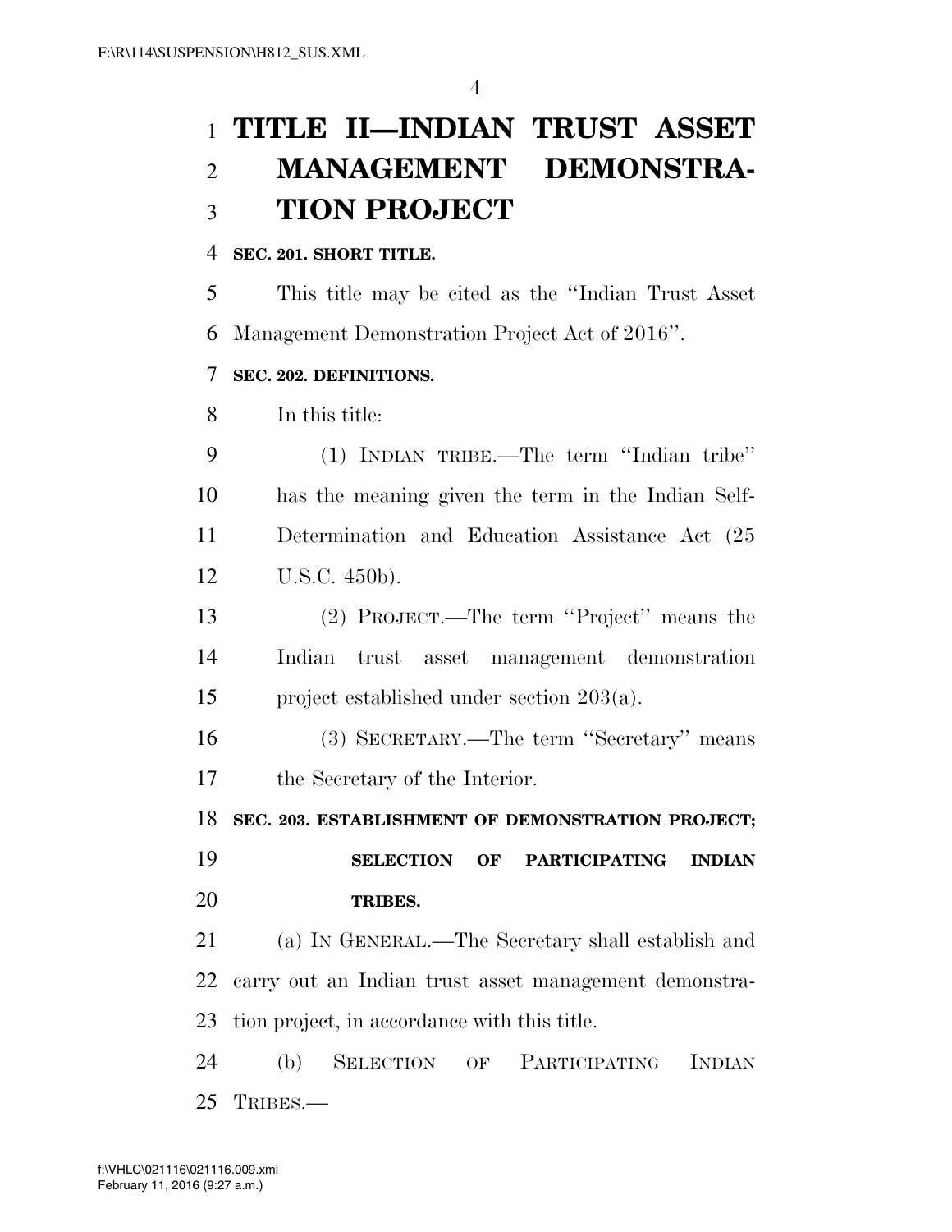# TITLE II—INDIAN TRUST ASSET MANAGEMENT DEMONSTRATION PROJECT

**SEC. 201. SHORT TITLE.**

This title may be cited as the ''Indian Trust Asset Management Demonstration Project Act of 2016''.

**SEC. 202. DEFINITIONS.**

In this title:

(1) INDIAN TRIBE.—The term ''Indian tribe'' has the meaning given the term in the Indian Self-Determination and Education Assistance Act (25 U.S.C. 450b).

(2) PROJECT.—The term ''Project'' means the Indian trust asset management demonstration project established under section 203(a).

(3) SECRETARY.—The term ''Secretary'' means the Secretary of the Interior.

**SEC. 203. ESTABLISHMENT OF DEMONSTRATION PROJECT; SELECTION OF PARTICIPATING INDIAN TRIBES.**

(a) IN GENERAL.—The Secretary shall establish and carry out an Indian trust asset management demonstration project, in accordance with this title.

(b) SELECTION OF PARTICIPATING INDIAN TRIBES.—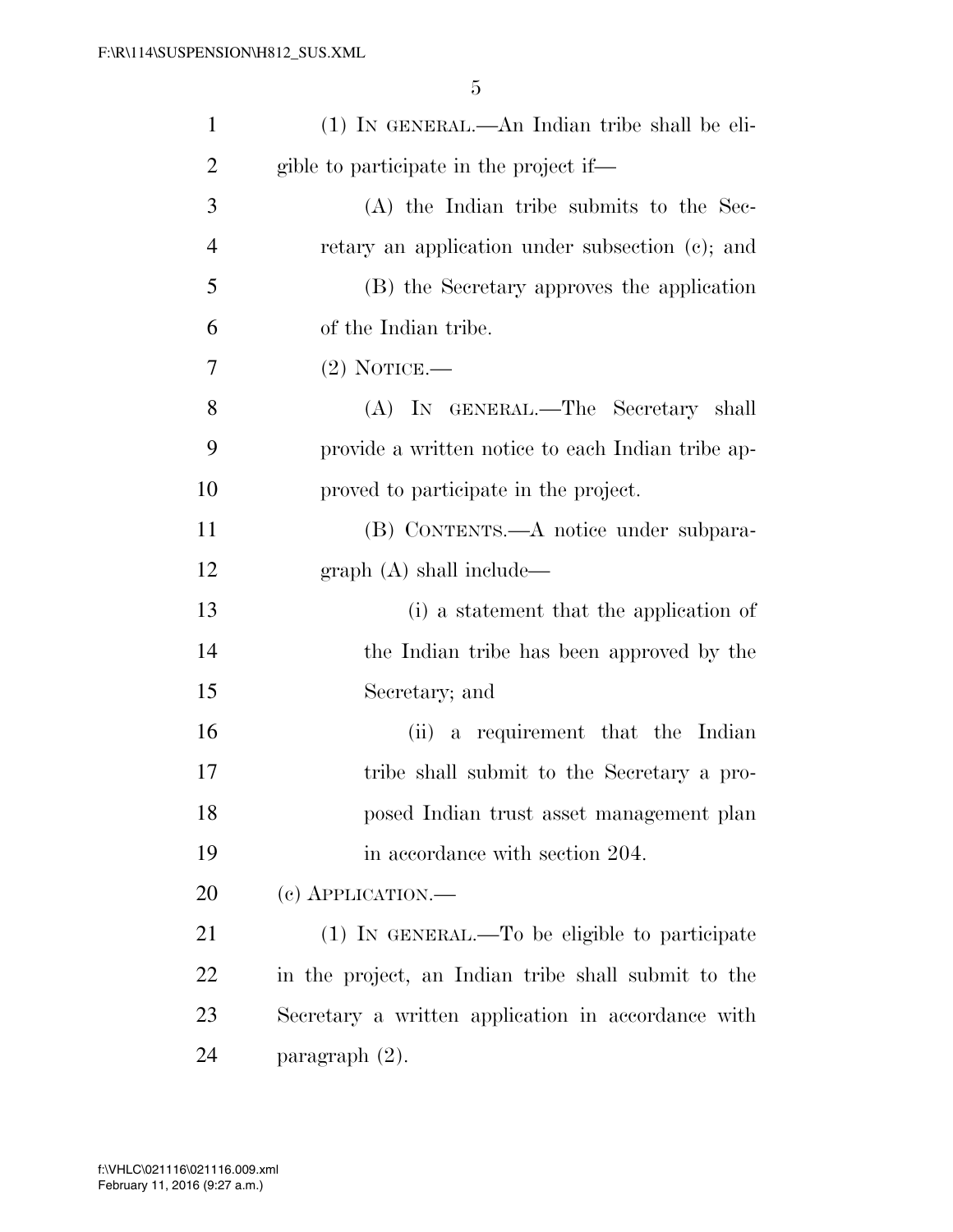(1) IN GENERAL.—An Indian tribe shall be eligible to participate in the project if—

(A) the Indian tribe submits to the Secretary an application under subsection (c); and

(B) the Secretary approves the application of the Indian tribe.

(2) NOTICE.—

(A) IN GENERAL.—The Secretary shall provide a written notice to each Indian tribe approved to participate in the project.

(B) CONTENTS.—A notice under subparagraph (A) shall include—

(i) a statement that the application of the Indian tribe has been approved by the Secretary; and

(ii) a requirement that the Indian tribe shall submit to the Secretary a proposed Indian trust asset management plan in accordance with section 204.

(c) APPLICATION.—

(1) IN GENERAL.—To be eligible to participate in the project, an Indian tribe shall submit to the Secretary a written application in accordance with paragraph (2).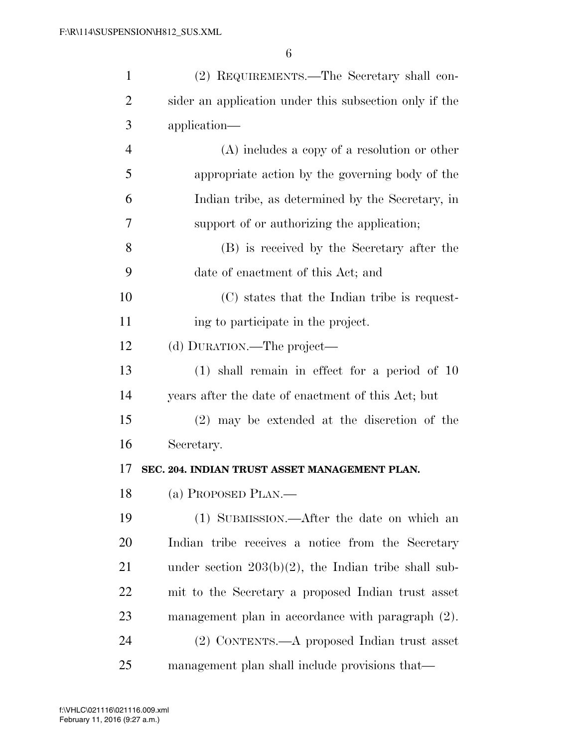(2) REQUIREMENTS.—The Secretary shall consider an application under this subsection only if the application—

(A) includes a copy of a resolution or other appropriate action by the governing body of the Indian tribe, as determined by the Secretary, in support of or authorizing the application;

(B) is received by the Secretary after the date of enactment of this Act; and

(C) states that the Indian tribe is requesting to participate in the project.

(d) DURATION.—The project—

(1) shall remain in effect for a period of 10 years after the date of enactment of this Act; but

(2) may be extended at the discretion of the Secretary.

**SEC. 204. INDIAN TRUST ASSET MANAGEMENT PLAN.**

(a) PROPOSED PLAN.—

(1) SUBMISSION.—After the date on which an Indian tribe receives a notice from the Secretary under section 203(b)(2), the Indian tribe shall submit to the Secretary a proposed Indian trust asset management plan in accordance with paragraph (2).

(2) CONTENTS.—A proposed Indian trust asset management plan shall include provisions that—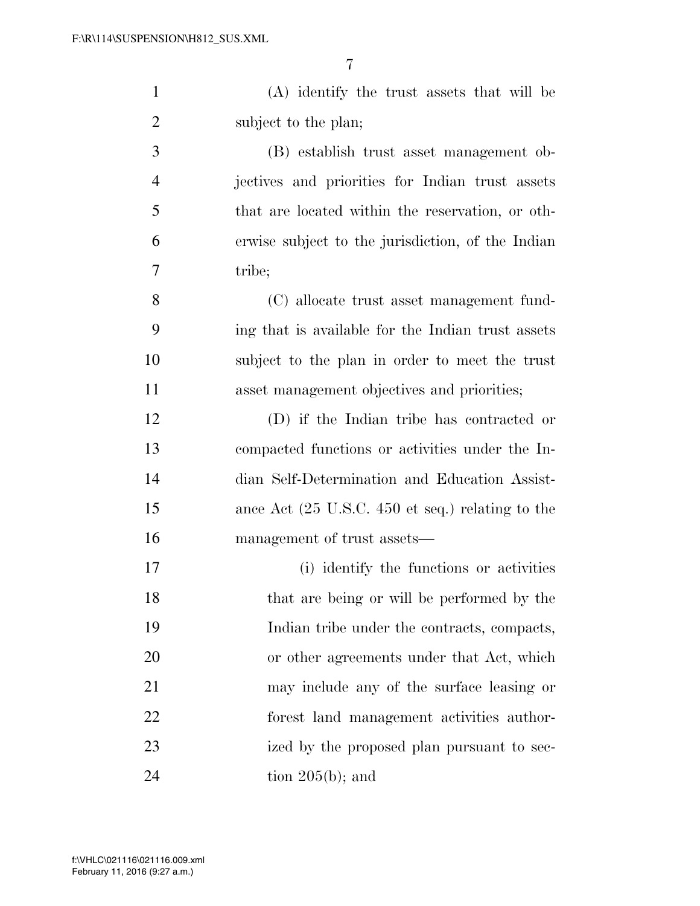(A) identify the trust assets that will be subject to the plan;

(B) establish trust asset management objectives and priorities for Indian trust assets that are located within the reservation, or otherwise subject to the jurisdiction, of the Indian tribe;

(C) allocate trust asset management funding that is available for the Indian trust assets subject to the plan in order to meet the trust asset management objectives and priorities;

(D) if the Indian tribe has contracted or compacted functions or activities under the Indian Self-Determination and Education Assistance Act (25 U.S.C. 450 et seq.) relating to the management of trust assets—

(i) identify the functions or activities that are being or will be performed by the Indian tribe under the contracts, compacts, or other agreements under that Act, which may include any of the surface leasing or forest land management activities authorized by the proposed plan pursuant to section 205(b); and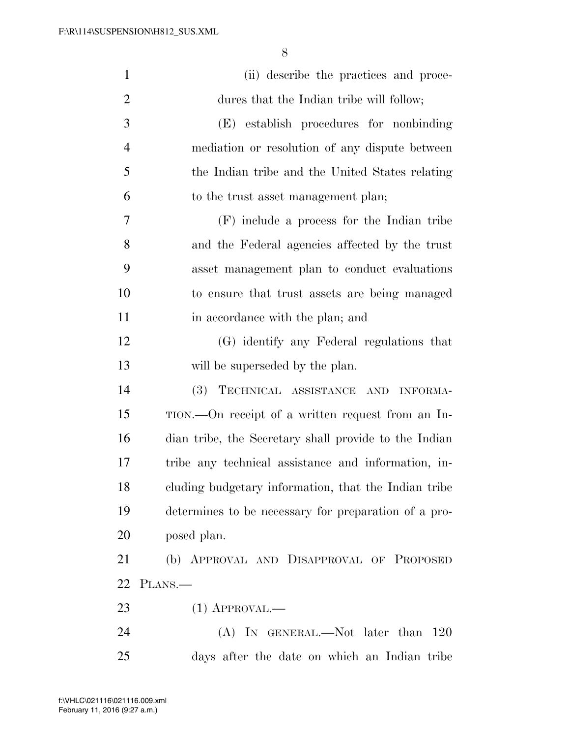(ii) describe the practices and procedures that the Indian tribe will follow;

(E) establish procedures for nonbinding mediation or resolution of any dispute between the Indian tribe and the United States relating to the trust asset management plan;

(F) include a process for the Indian tribe and the Federal agencies affected by the trust asset management plan to conduct evaluations to ensure that trust assets are being managed in accordance with the plan; and

(G) identify any Federal regulations that will be superseded by the plan.

(3) TECHNICAL ASSISTANCE AND INFORMATION.—On receipt of a written request from an Indian tribe, the Secretary shall provide to the Indian tribe any technical assistance and information, including budgetary information, that the Indian tribe determines to be necessary for preparation of a proposed plan.

(b) APPROVAL AND DISAPPROVAL OF PROPOSED PLANS.—

(1) APPROVAL.—

(A) IN GENERAL.—Not later than 120 days after the date on which an Indian tribe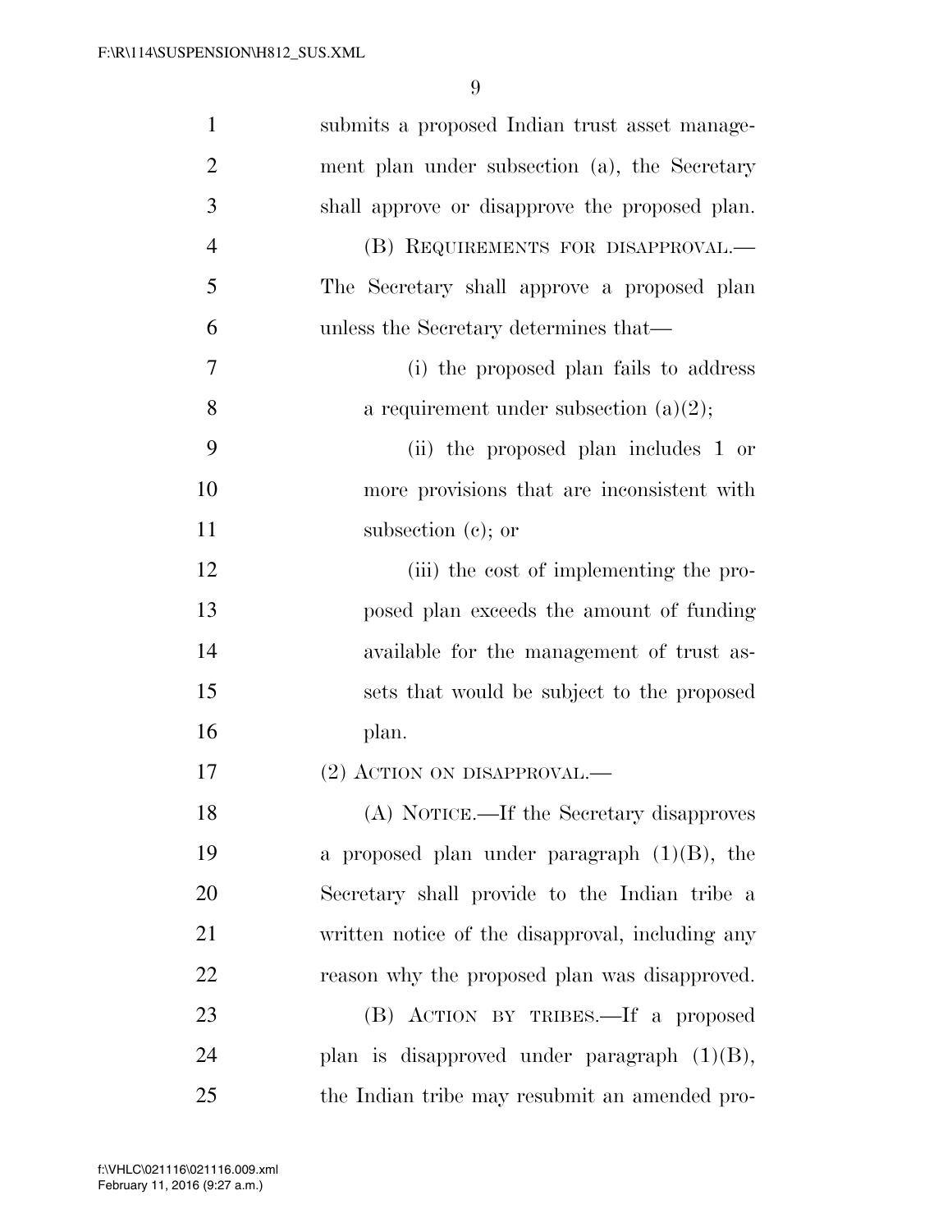submits a proposed Indian trust asset management plan under subsection (a), the Secretary shall approve or disapprove the proposed plan.

(B) REQUIREMENTS FOR DISAPPROVAL.—The Secretary shall approve a proposed plan unless the Secretary determines that—

(i) the proposed plan fails to address a requirement under subsection (a)(2);

(ii) the proposed plan includes 1 or more provisions that are inconsistent with subsection (c); or

(iii) the cost of implementing the proposed plan exceeds the amount of funding available for the management of trust assets that would be subject to the proposed plan.

(2) ACTION ON DISAPPROVAL.—

(A) NOTICE.—If the Secretary disapproves a proposed plan under paragraph (1)(B), the Secretary shall provide to the Indian tribe a written notice of the disapproval, including any reason why the proposed plan was disapproved.

(B) ACTION BY TRIBES.—If a proposed plan is disapproved under paragraph (1)(B), the Indian tribe may resubmit an amended pro-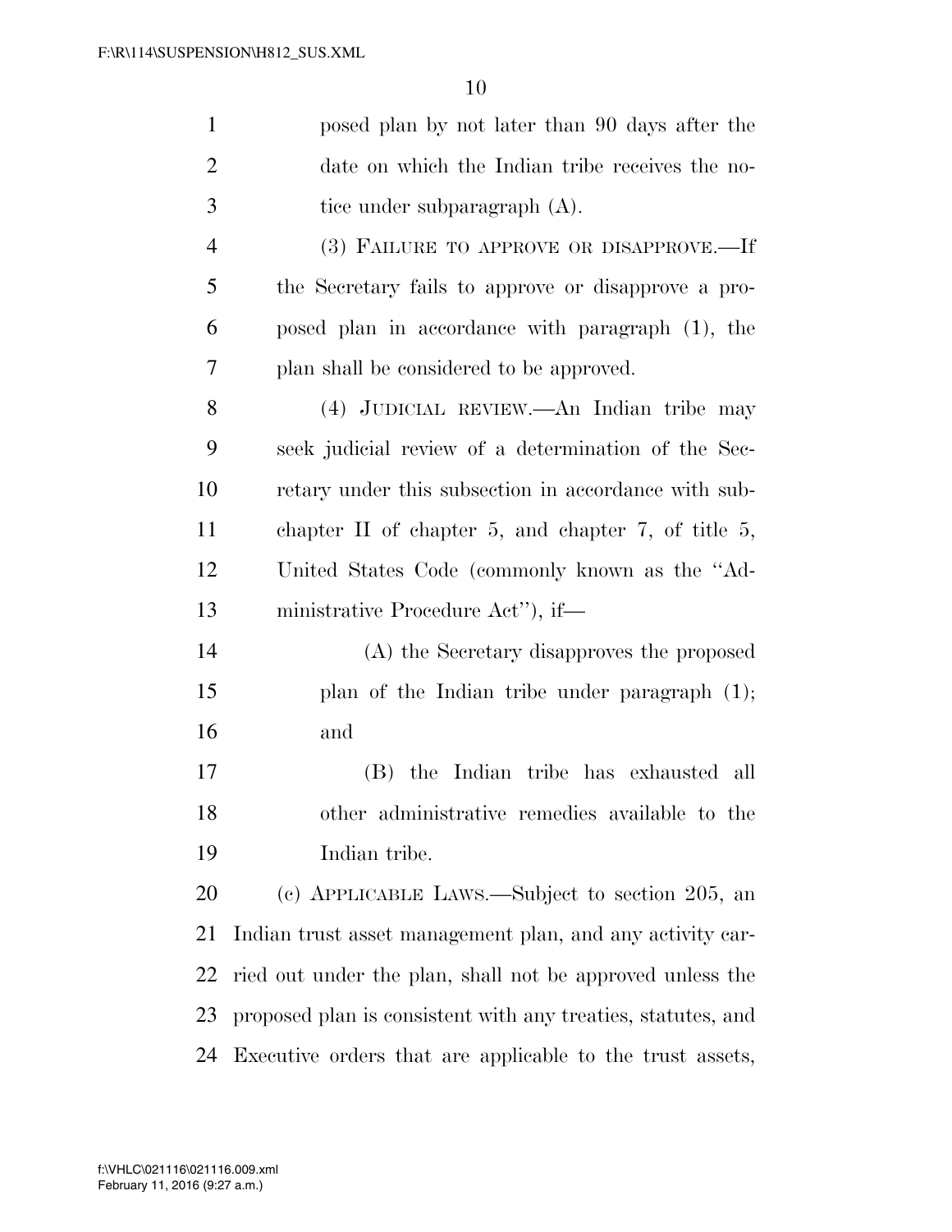posed plan by not later than 90 days after the date on which the Indian tribe receives the notice under subparagraph (A).

(3) FAILURE TO APPROVE OR DISAPPROVE.—If the Secretary fails to approve or disapprove a proposed plan in accordance with paragraph (1), the plan shall be considered to be approved.

(4) JUDICIAL REVIEW.—An Indian tribe may seek judicial review of a determination of the Secretary under this subsection in accordance with subchapter II of chapter 5, and chapter 7, of title 5, United States Code (commonly known as the ''Administrative Procedure Act''), if—

(A) the Secretary disapproves the proposed plan of the Indian tribe under paragraph (1); and

(B) the Indian tribe has exhausted all other administrative remedies available to the Indian tribe.

(c) APPLICABLE LAWS.—Subject to section 205, an Indian trust asset management plan, and any activity carried out under the plan, shall not be approved unless the proposed plan is consistent with any treaties, statutes, and Executive orders that are applicable to the trust assets,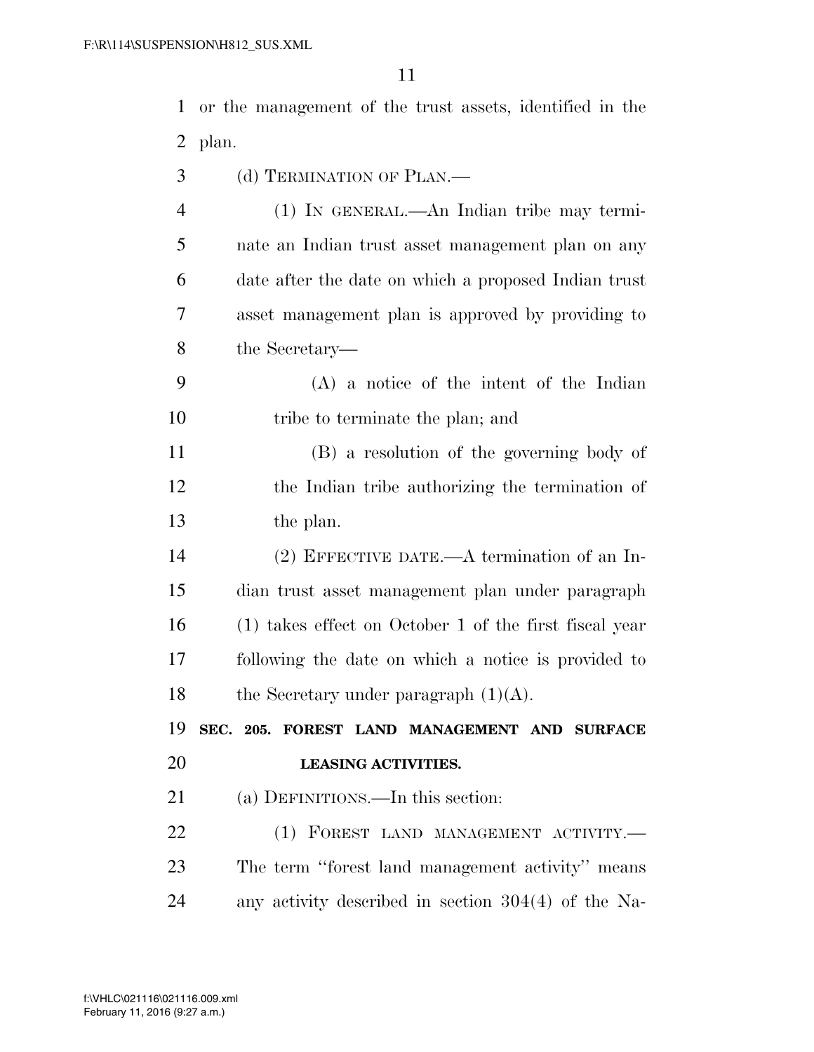or the management of the trust assets, identified in the plan.

(d) TERMINATION OF PLAN.—

(1) IN GENERAL.—An Indian tribe may terminate an Indian trust asset management plan on any date after the date on which a proposed Indian trust asset management plan is approved by providing to the Secretary—

(A) a notice of the intent of the Indian tribe to terminate the plan; and

(B) a resolution of the governing body of the Indian tribe authorizing the termination of the plan.

(2) EFFECTIVE DATE.—A termination of an Indian trust asset management plan under paragraph (1) takes effect on October 1 of the first fiscal year following the date on which a notice is provided to the Secretary under paragraph (1)(A).

**SEC. 205. FOREST LAND MANAGEMENT AND SURFACE LEASING ACTIVITIES.**

(a) DEFINITIONS.—In this section:

(1) FOREST LAND MANAGEMENT ACTIVITY.— The term "forest land management activity" means any activity described in section 304(4) of the Na-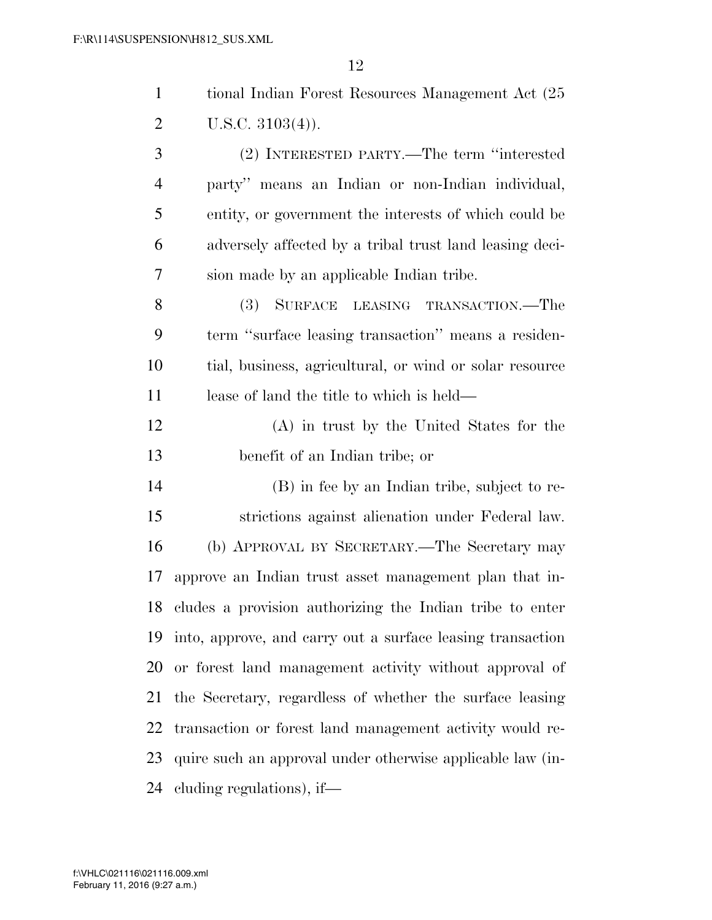tional Indian Forest Resources Management Act (25 U.S.C. 3103(4)).

(2) INTERESTED PARTY.—The term "interested party" means an Indian or non-Indian individual, entity, or government the interests of which could be adversely affected by a tribal trust land leasing decision made by an applicable Indian tribe.

(3) SURFACE LEASING TRANSACTION.—The term "surface leasing transaction" means a residential, business, agricultural, or wind or solar resource lease of land the title to which is held—

(A) in trust by the United States for the benefit of an Indian tribe; or

(B) in fee by an Indian tribe, subject to restrictions against alienation under Federal law.

(b) APPROVAL BY SECRETARY.—The Secretary may approve an Indian trust asset management plan that includes a provision authorizing the Indian tribe to enter into, approve, and carry out a surface leasing transaction or forest land management activity without approval of the Secretary, regardless of whether the surface leasing transaction or forest land management activity would require such an approval under otherwise applicable law (including regulations), if—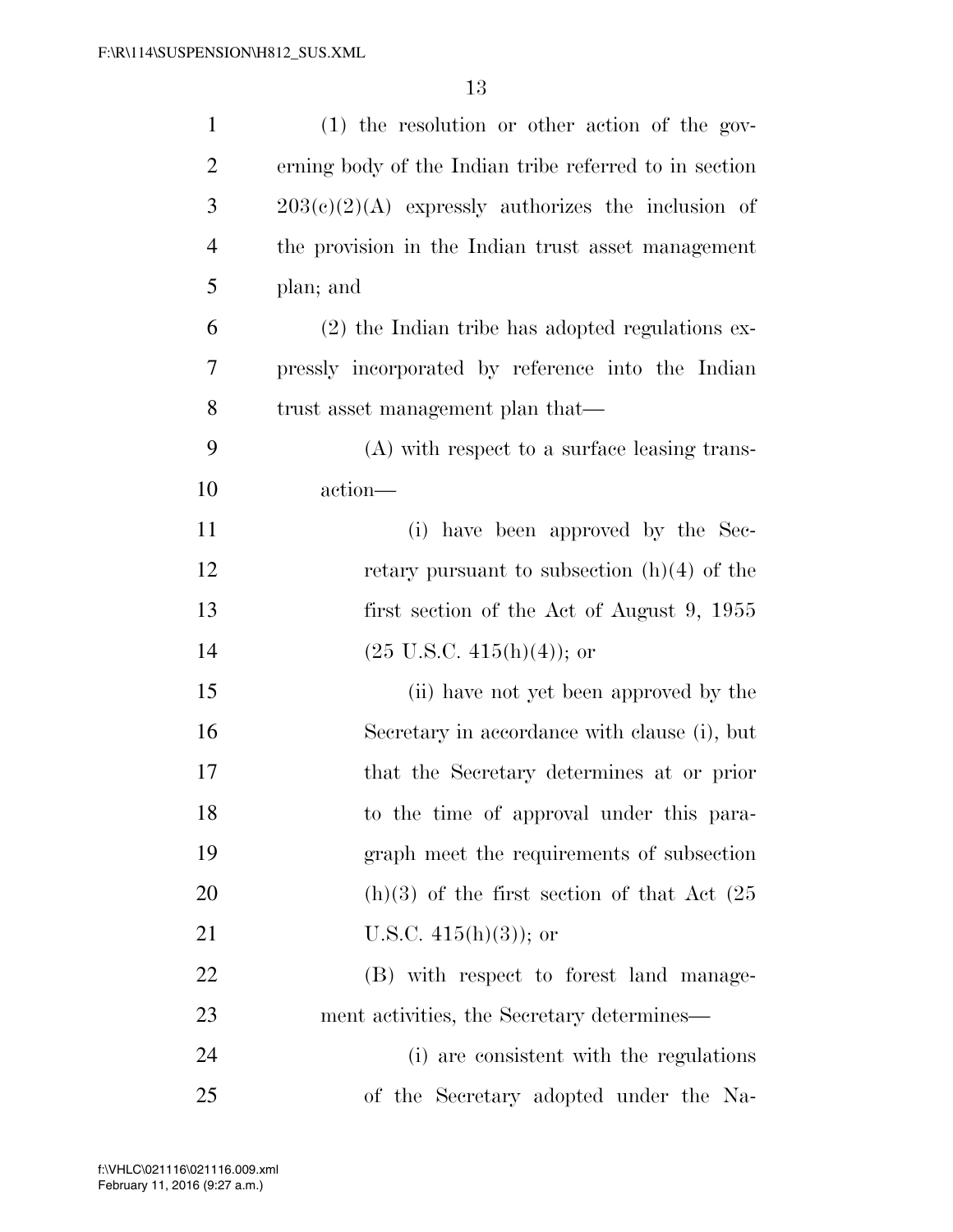(1) the resolution or other action of the governing body of the Indian tribe referred to in section 203(c)(2)(A) expressly authorizes the inclusion of the provision in the Indian trust asset management plan; and

(2) the Indian tribe has adopted regulations expressly incorporated by reference into the Indian trust asset management plan that—

(A) with respect to a surface leasing transaction—

(i) have been approved by the Secretary pursuant to subsection (h)(4) of the first section of the Act of August 9, 1955 (25 U.S.C. 415(h)(4)); or

(ii) have not yet been approved by the Secretary in accordance with clause (i), but that the Secretary determines at or prior to the time of approval under this paragraph meet the requirements of subsection (h)(3) of the first section of that Act (25 U.S.C. 415(h)(3)); or

(B) with respect to forest land management activities, the Secretary determines—

(i) are consistent with the regulations of the Secretary adopted under the Na-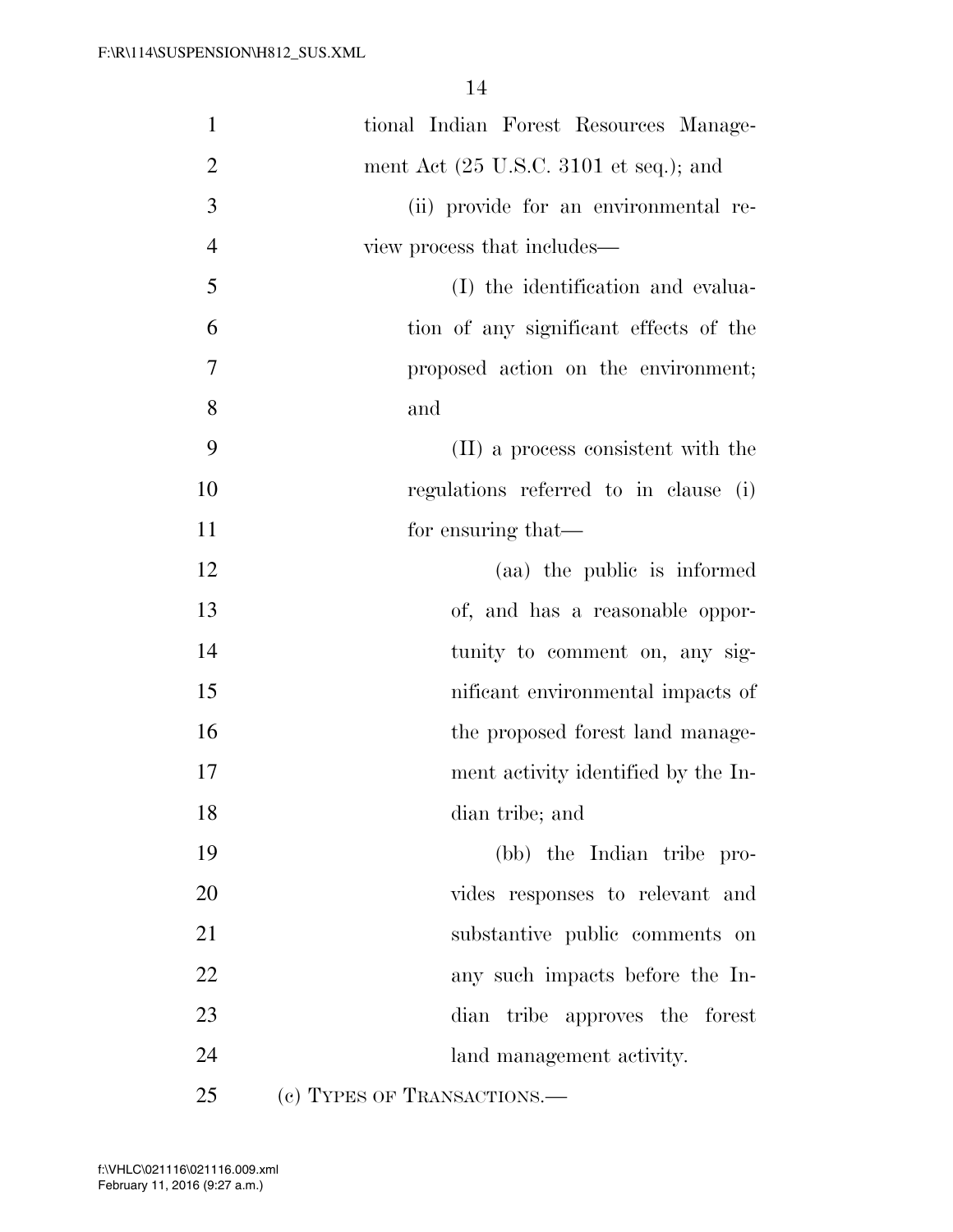tional Indian Forest Resources Management Act (25 U.S.C. 3101 et seq.); and

(ii) provide for an environmental review process that includes—

(I) the identification and evaluation of any significant effects of the proposed action on the environment; and

(II) a process consistent with the regulations referred to in clause (i) for ensuring that—

(aa) the public is informed of, and has a reasonable opportunity to comment on, any significant environmental impacts of the proposed forest land management activity identified by the Indian tribe; and

(bb) the Indian tribe provides responses to relevant and substantive public comments on any such impacts before the Indian tribe approves the forest land management activity.

(c) TYPES OF TRANSACTIONS.—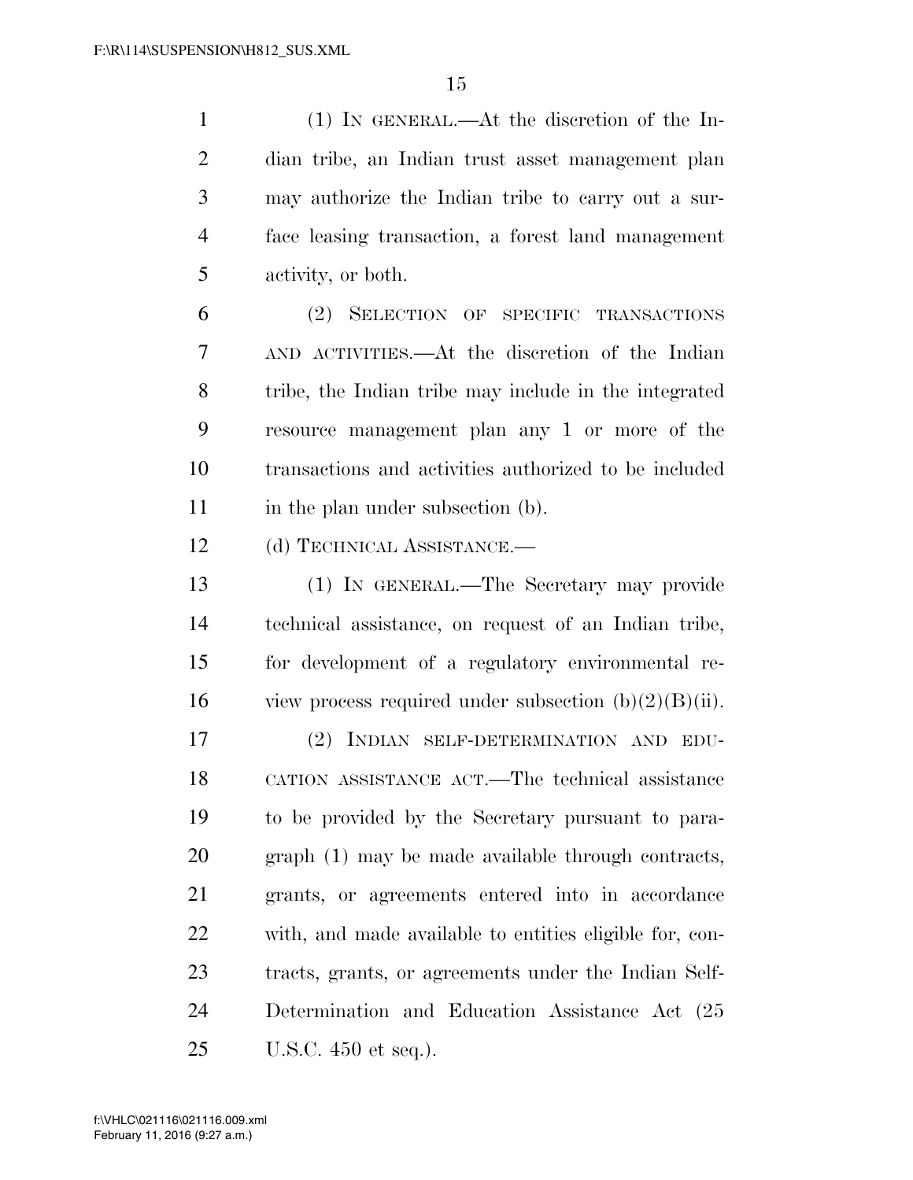(1) IN GENERAL.—At the discretion of the Indian tribe, an Indian trust asset management plan may authorize the Indian tribe to carry out a surface leasing transaction, a forest land management activity, or both.

(2) SELECTION OF SPECIFIC TRANSACTIONS AND ACTIVITIES.—At the discretion of the Indian tribe, the Indian tribe may include in the integrated resource management plan any 1 or more of the transactions and activities authorized to be included in the plan under subsection (b).

(d) TECHNICAL ASSISTANCE.—

(1) IN GENERAL.—The Secretary may provide technical assistance, on request of an Indian tribe, for development of a regulatory environmental review process required under subsection (b)(2)(B)(ii).

(2) INDIAN SELF-DETERMINATION AND EDUCATION ASSISTANCE ACT.—The technical assistance to be provided by the Secretary pursuant to paragraph (1) may be made available through contracts, grants, or agreements entered into in accordance with, and made available to entities eligible for, contracts, grants, or agreements under the Indian Self-Determination and Education Assistance Act (25 U.S.C. 450 et seq.).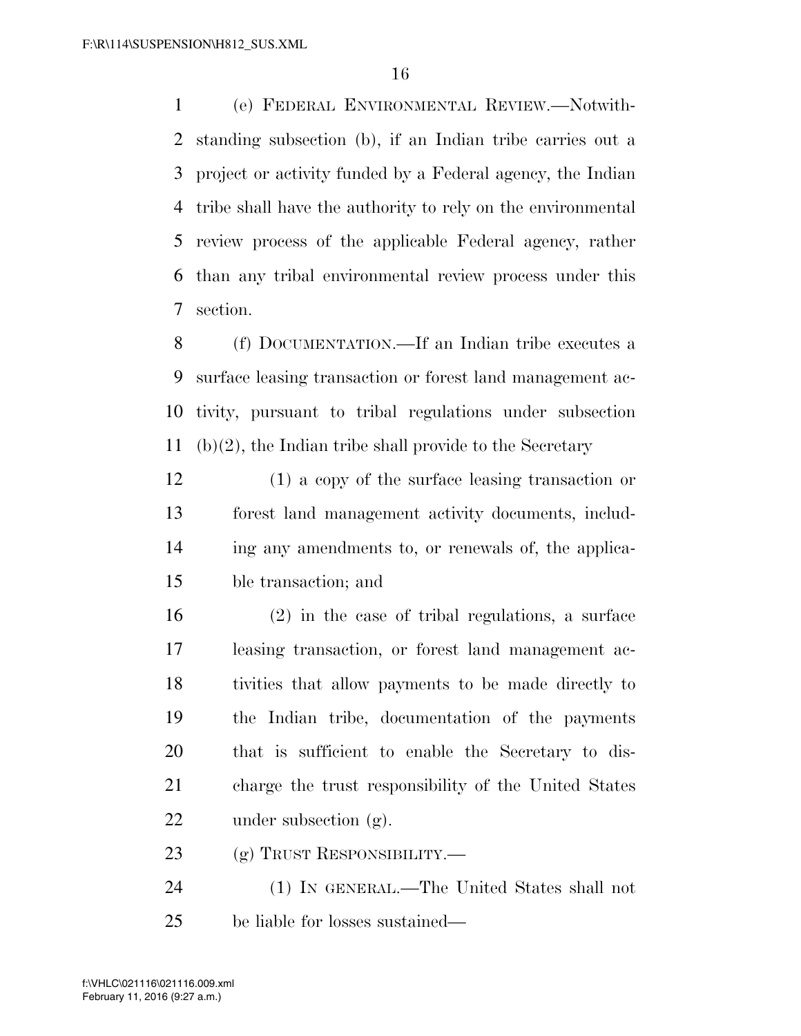(e) FEDERAL ENVIRONMENTAL REVIEW.—Notwithstanding subsection (b), if an Indian tribe carries out a project or activity funded by a Federal agency, the Indian tribe shall have the authority to rely on the environmental review process of the applicable Federal agency, rather than any tribal environmental review process under this section.

(f) DOCUMENTATION.—If an Indian tribe executes a surface leasing transaction or forest land management activity, pursuant to tribal regulations under subsection (b)(2), the Indian tribe shall provide to the Secretary

(1) a copy of the surface leasing transaction or forest land management activity documents, including any amendments to, or renewals of, the applicable transaction; and

(2) in the case of tribal regulations, a surface leasing transaction, or forest land management activities that allow payments to be made directly to the Indian tribe, documentation of the payments that is sufficient to enable the Secretary to discharge the trust responsibility of the United States under subsection (g).

(g) TRUST RESPONSIBILITY.—

(1) IN GENERAL.—The United States shall not be liable for losses sustained—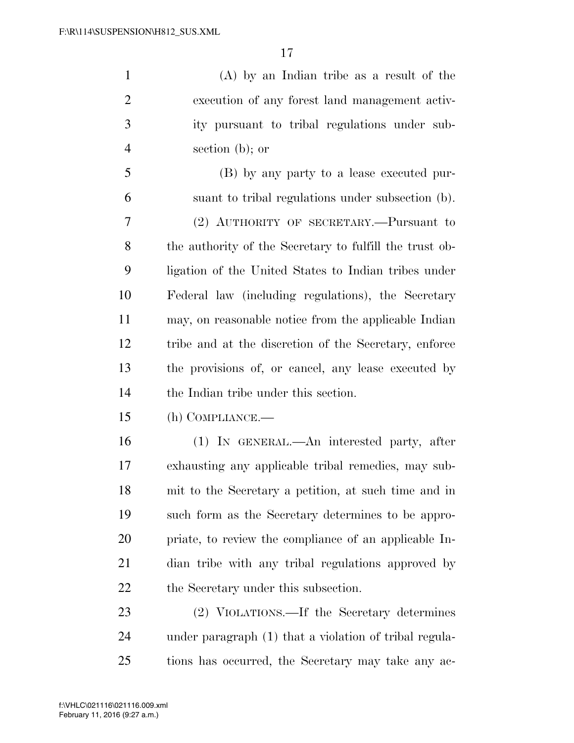(A) by an Indian tribe as a result of the execution of any forest land management activity pursuant to tribal regulations under subsection (b); or

(B) by any party to a lease executed pursuant to tribal regulations under subsection (b).

(2) AUTHORITY OF SECRETARY.—Pursuant to the authority of the Secretary to fulfill the trust obligation of the United States to Indian tribes under Federal law (including regulations), the Secretary may, on reasonable notice from the applicable Indian tribe and at the discretion of the Secretary, enforce the provisions of, or cancel, any lease executed by the Indian tribe under this section.

(h) COMPLIANCE.—

(1) IN GENERAL.—An interested party, after exhausting any applicable tribal remedies, may submit to the Secretary a petition, at such time and in such form as the Secretary determines to be appropriate, to review the compliance of an applicable Indian tribe with any tribal regulations approved by the Secretary under this subsection.

(2) VIOLATIONS.—If the Secretary determines under paragraph (1) that a violation of tribal regulations has occurred, the Secretary may take any ac-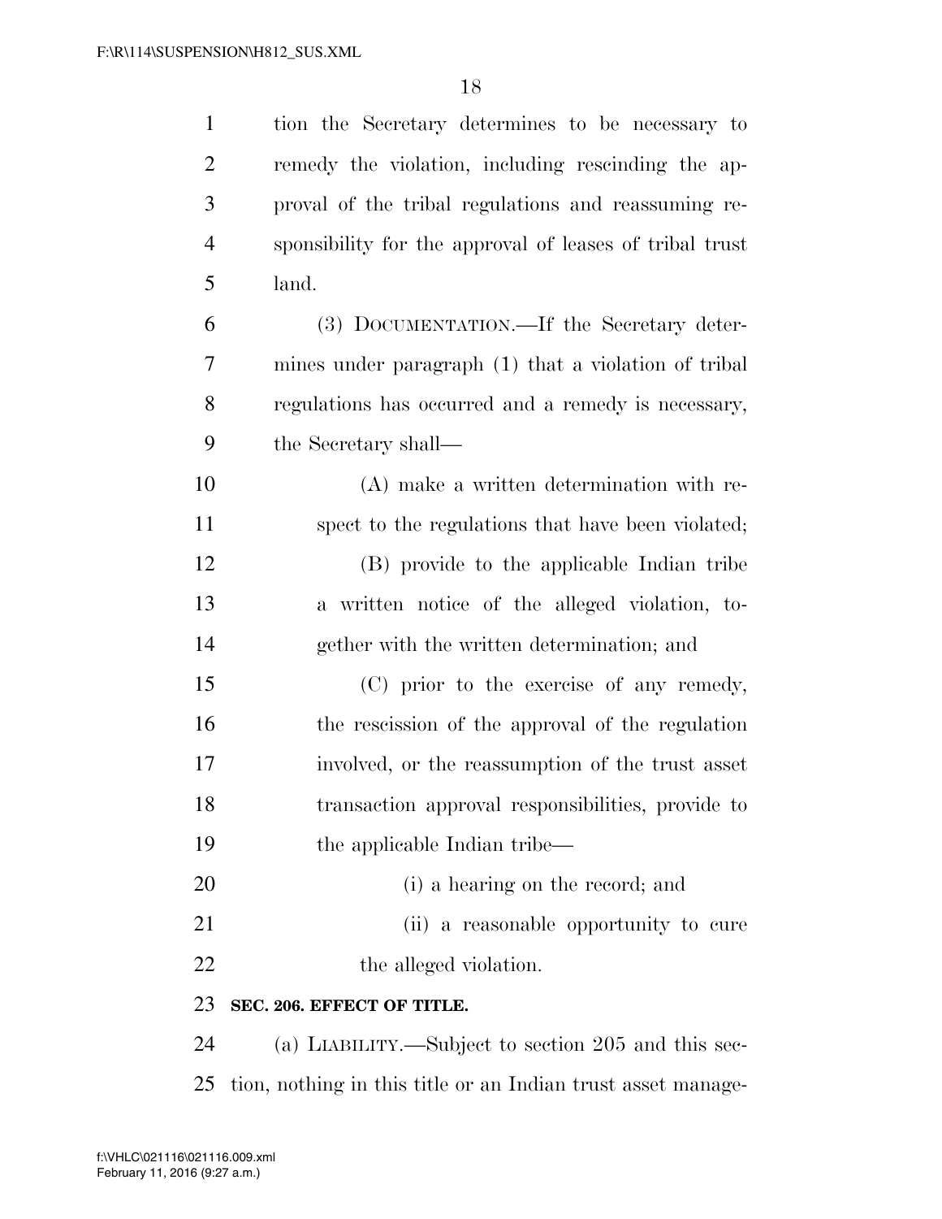tion the Secretary determines to be necessary to remedy the violation, including rescinding the approval of the tribal regulations and reassuming responsibility for the approval of leases of tribal trust land.

(3) DOCUMENTATION.—If the Secretary determines under paragraph (1) that a violation of tribal regulations has occurred and a remedy is necessary, the Secretary shall—

(A) make a written determination with respect to the regulations that have been violated;

(B) provide to the applicable Indian tribe a written notice of the alleged violation, together with the written determination; and

(C) prior to the exercise of any remedy, the rescission of the approval of the regulation involved, or the reassumption of the trust asset transaction approval responsibilities, provide to the applicable Indian tribe—

(i) a hearing on the record; and

(ii) a reasonable opportunity to cure the alleged violation.

**SEC. 206. EFFECT OF TITLE.**

(a) LIABILITY.—Subject to section 205 and this section, nothing in this title or an Indian trust asset manage-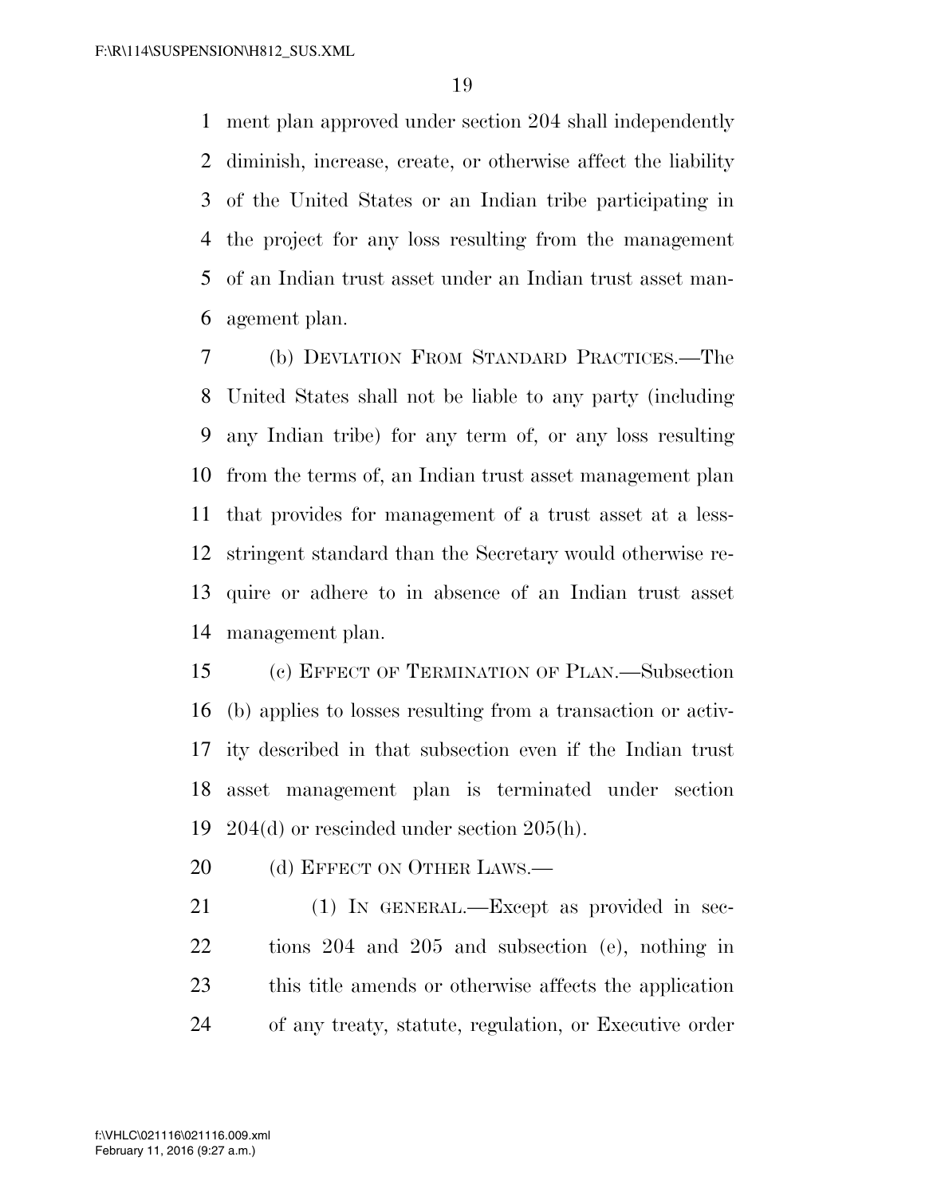ment plan approved under section 204 shall independently diminish, increase, create, or otherwise affect the liability of the United States or an Indian tribe participating in the project for any loss resulting from the management of an Indian trust asset under an Indian trust asset management plan.

(b) DEVIATION FROM STANDARD PRACTICES.—The United States shall not be liable to any party (including any Indian tribe) for any term of, or any loss resulting from the terms of, an Indian trust asset management plan that provides for management of a trust asset at a less-stringent standard than the Secretary would otherwise require or adhere to in absence of an Indian trust asset management plan.

(c) EFFECT OF TERMINATION OF PLAN.—Subsection (b) applies to losses resulting from a transaction or activity described in that subsection even if the Indian trust asset management plan is terminated under section 204(d) or rescinded under section 205(h).

(d) EFFECT ON OTHER LAWS.—

(1) IN GENERAL.—Except as provided in sections 204 and 205 and subsection (e), nothing in this title amends or otherwise affects the application of any treaty, statute, regulation, or Executive order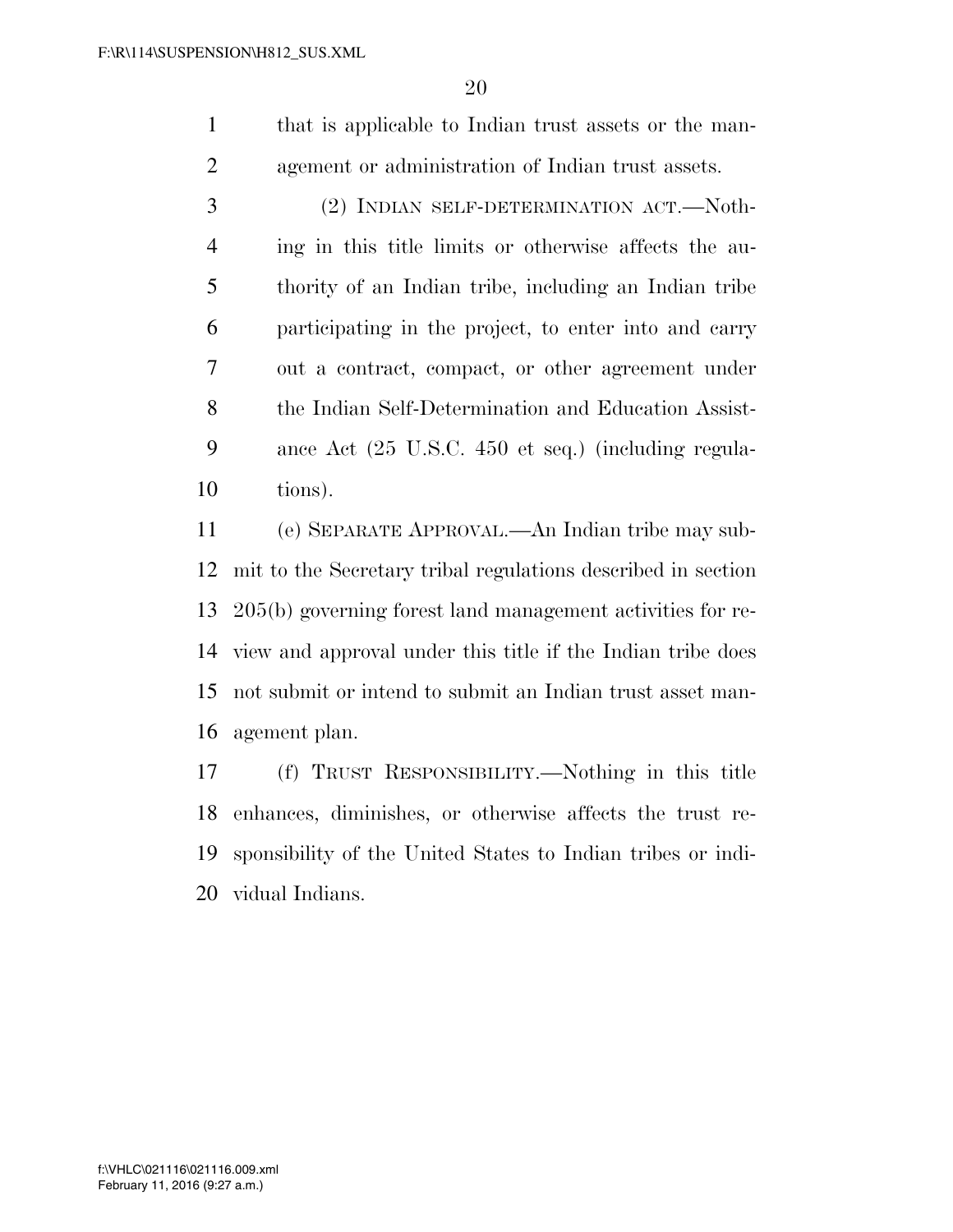that is applicable to Indian trust assets or the management or administration of Indian trust assets.

(2) INDIAN SELF-DETERMINATION ACT.—Nothing in this title limits or otherwise affects the authority of an Indian tribe, including an Indian tribe participating in the project, to enter into and carry out a contract, compact, or other agreement under the Indian Self-Determination and Education Assistance Act (25 U.S.C. 450 et seq.) (including regulations).

(e) SEPARATE APPROVAL.—An Indian tribe may submit to the Secretary tribal regulations described in section 205(b) governing forest land management activities for review and approval under this title if the Indian tribe does not submit or intend to submit an Indian trust asset management plan.

(f) TRUST RESPONSIBILITY.—Nothing in this title enhances, diminishes, or otherwise affects the trust responsibility of the United States to Indian tribes or individual Indians.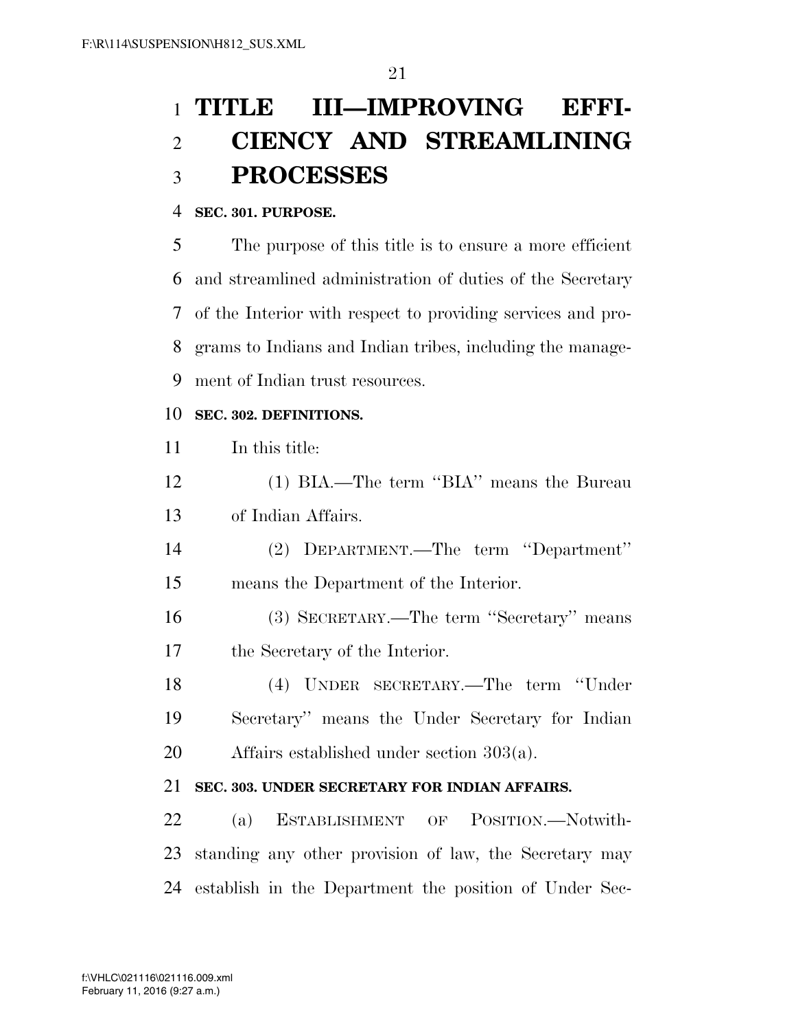# TITLE III—IMPROVING EFFICIENCY AND STREAMLINING PROCESSES

**SEC. 301. PURPOSE.**

The purpose of this title is to ensure a more efficient and streamlined administration of duties of the Secretary of the Interior with respect to providing services and programs to Indians and Indian tribes, including the management of Indian trust resources.

**SEC. 302. DEFINITIONS.**

In this title:

(1) BIA.—The term ''BIA'' means the Bureau of Indian Affairs.

(2) DEPARTMENT.—The term ''Department'' means the Department of the Interior.

(3) SECRETARY.—The term ''Secretary'' means the Secretary of the Interior.

(4) UNDER SECRETARY.—The term ''Under Secretary'' means the Under Secretary for Indian Affairs established under section 303(a).

**SEC. 303. UNDER SECRETARY FOR INDIAN AFFAIRS.**

(a) ESTABLISHMENT OF POSITION.—Notwithstanding any other provision of law, the Secretary may establish in the Department the position of Under Sec-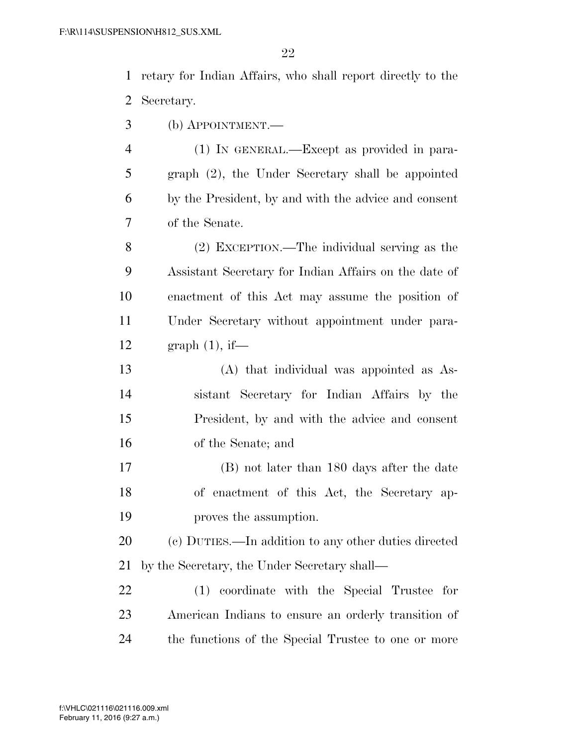retary for Indian Affairs, who shall report directly to the Secretary.

(b) APPOINTMENT.—

(1) IN GENERAL.—Except as provided in paragraph (2), the Under Secretary shall be appointed by the President, by and with the advice and consent of the Senate.

(2) EXCEPTION.—The individual serving as the Assistant Secretary for Indian Affairs on the date of enactment of this Act may assume the position of Under Secretary without appointment under paragraph (1), if—

(A) that individual was appointed as Assistant Secretary for Indian Affairs by the President, by and with the advice and consent of the Senate; and

(B) not later than 180 days after the date of enactment of this Act, the Secretary approves the assumption.

(c) DUTIES.—In addition to any other duties directed by the Secretary, the Under Secretary shall—

(1) coordinate with the Special Trustee for American Indians to ensure an orderly transition of the functions of the Special Trustee to one or more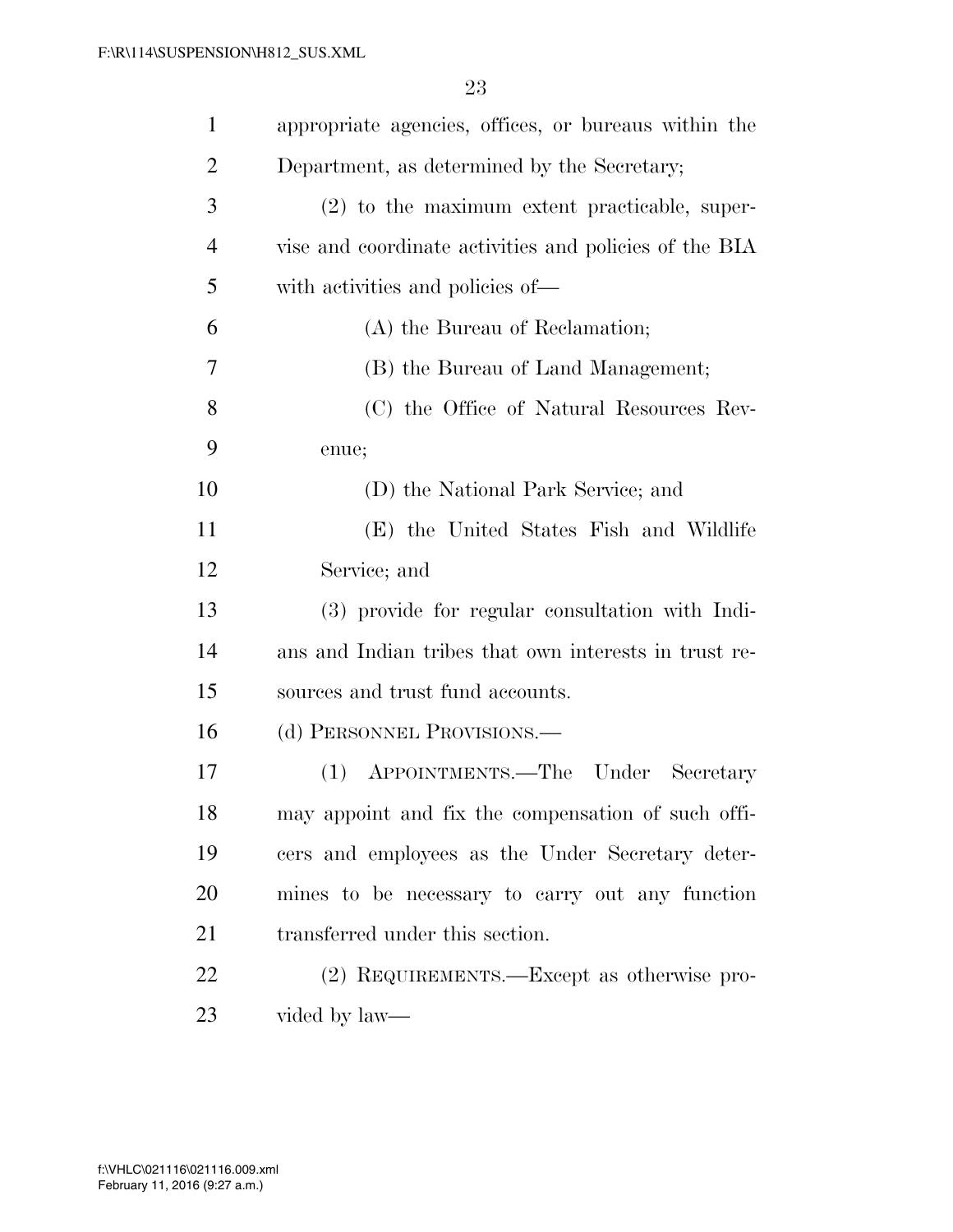appropriate agencies, offices, or bureaus within the Department, as determined by the Secretary;

(2) to the maximum extent practicable, supervise and coordinate activities and policies of the BIA with activities and policies of—

(A) the Bureau of Reclamation;

(B) the Bureau of Land Management;

(C) the Office of Natural Resources Revenue;

(D) the National Park Service; and

(E) the United States Fish and Wildlife Service; and

(3) provide for regular consultation with Indians and Indian tribes that own interests in trust resources and trust fund accounts.

(d) PERSONNEL PROVISIONS.—

(1) APPOINTMENTS.—The Under Secretary may appoint and fix the compensation of such officers and employees as the Under Secretary determines to be necessary to carry out any function transferred under this section.

(2) REQUIREMENTS.—Except as otherwise provided by law—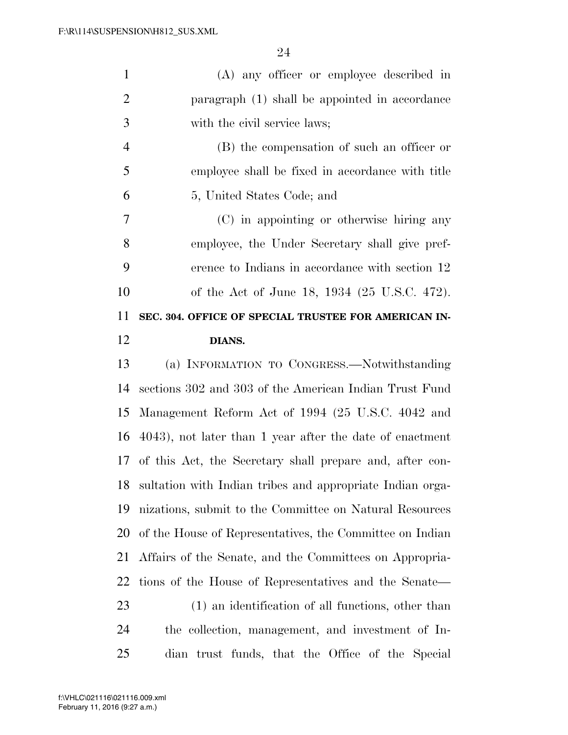(A) any officer or employee described in paragraph (1) shall be appointed in accordance with the civil service laws;

(B) the compensation of such an officer or employee shall be fixed in accordance with title 5, United States Code; and

(C) in appointing or otherwise hiring any employee, the Under Secretary shall give preference to Indians in accordance with section 12 of the Act of June 18, 1934 (25 U.S.C. 472).

**SEC. 304. OFFICE OF SPECIAL TRUSTEE FOR AMERICAN INDIANS.**

(a) INFORMATION TO CONGRESS.—Notwithstanding sections 302 and 303 of the American Indian Trust Fund Management Reform Act of 1994 (25 U.S.C. 4042 and 4043), not later than 1 year after the date of enactment of this Act, the Secretary shall prepare and, after consultation with Indian tribes and appropriate Indian organizations, submit to the Committee on Natural Resources of the House of Representatives, the Committee on Indian Affairs of the Senate, and the Committees on Appropriations of the House of Representatives and the Senate—

(1) an identification of all functions, other than the collection, management, and investment of Indian trust funds, that the Office of the Special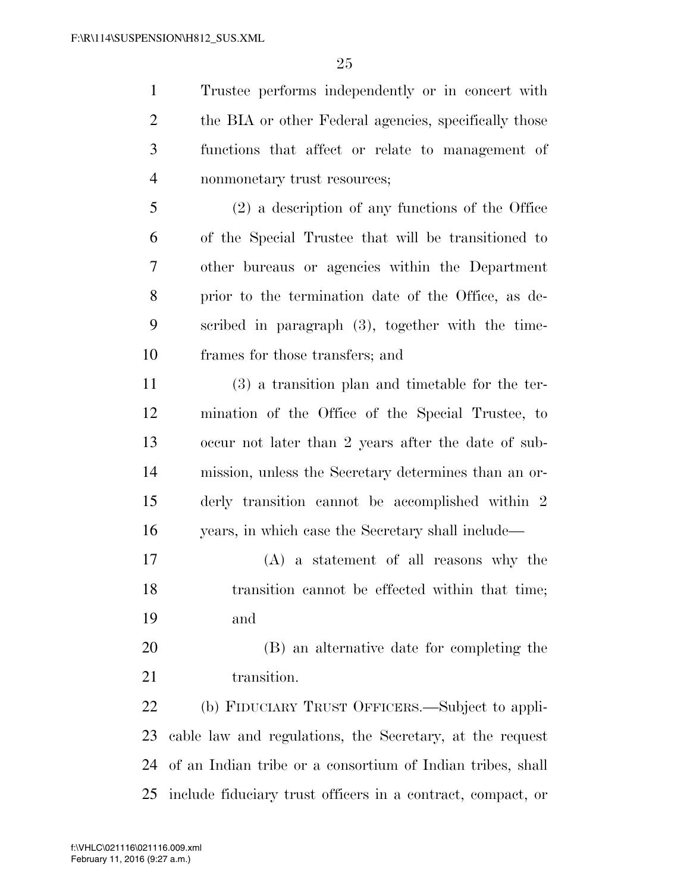Trustee performs independently or in concert with the BIA or other Federal agencies, specifically those functions that affect or relate to management of nonmonetary trust resources;

(2) a description of any functions of the Office of the Special Trustee that will be transitioned to other bureaus or agencies within the Department prior to the termination date of the Office, as described in paragraph (3), together with the timeframes for those transfers; and

(3) a transition plan and timetable for the termination of the Office of the Special Trustee, to occur not later than 2 years after the date of submission, unless the Secretary determines than an orderly transition cannot be accomplished within 2 years, in which case the Secretary shall include—

(A) a statement of all reasons why the transition cannot be effected within that time; and

(B) an alternative date for completing the transition.

(b) FIDUCIARY TRUST OFFICERS.—Subject to applicable law and regulations, the Secretary, at the request of an Indian tribe or a consortium of Indian tribes, shall include fiduciary trust officers in a contract, compact, or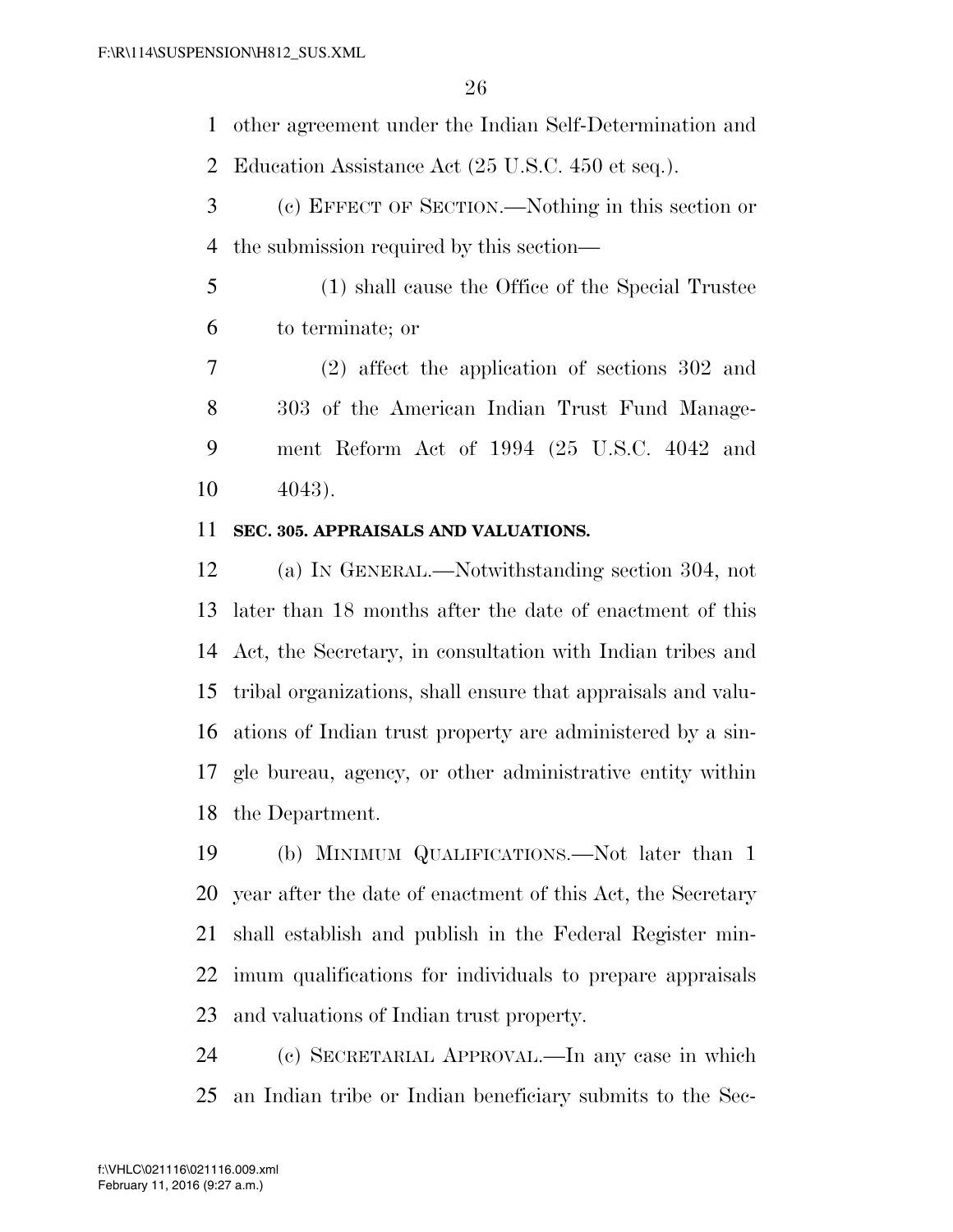other agreement under the Indian Self-Determination and Education Assistance Act (25 U.S.C. 450 et seq.).

(c) EFFECT OF SECTION.—Nothing in this section or the submission required by this section—

(1) shall cause the Office of the Special Trustee to terminate; or

(2) affect the application of sections 302 and 303 of the American Indian Trust Fund Management Reform Act of 1994 (25 U.S.C. 4042 and 4043).

**SEC. 305. APPRAISALS AND VALUATIONS.**

(a) IN GENERAL.—Notwithstanding section 304, not later than 18 months after the date of enactment of this Act, the Secretary, in consultation with Indian tribes and tribal organizations, shall ensure that appraisals and valuations of Indian trust property are administered by a single bureau, agency, or other administrative entity within the Department.

(b) MINIMUM QUALIFICATIONS.—Not later than 1 year after the date of enactment of this Act, the Secretary shall establish and publish in the Federal Register minimum qualifications for individuals to prepare appraisals and valuations of Indian trust property.

(c) SECRETARIAL APPROVAL.—In any case in which an Indian tribe or Indian beneficiary submits to the Sec-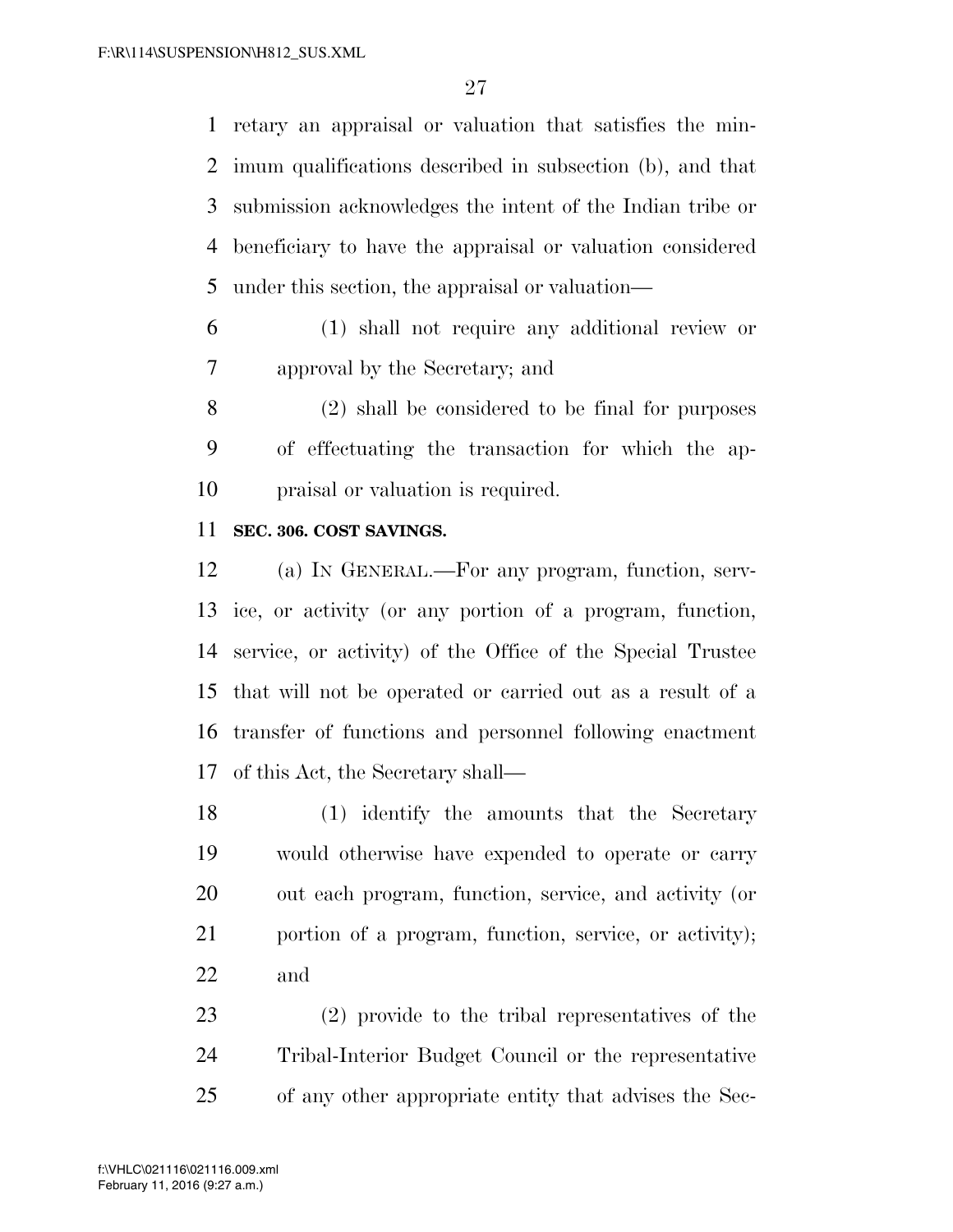retary an appraisal or valuation that satisfies the minimum qualifications described in subsection (b), and that submission acknowledges the intent of the Indian tribe or beneficiary to have the appraisal or valuation considered under this section, the appraisal or valuation—

(1) shall not require any additional review or approval by the Secretary; and

(2) shall be considered to be final for purposes of effectuating the transaction for which the appraisal or valuation is required.

**SEC. 306. COST SAVINGS.**

(a) IN GENERAL.—For any program, function, service, or activity (or any portion of a program, function, service, or activity) of the Office of the Special Trustee that will not be operated or carried out as a result of a transfer of functions and personnel following enactment of this Act, the Secretary shall—

(1) identify the amounts that the Secretary would otherwise have expended to operate or carry out each program, function, service, and activity (or portion of a program, function, service, or activity); and

(2) provide to the tribal representatives of the Tribal-Interior Budget Council or the representative of any other appropriate entity that advises the Sec-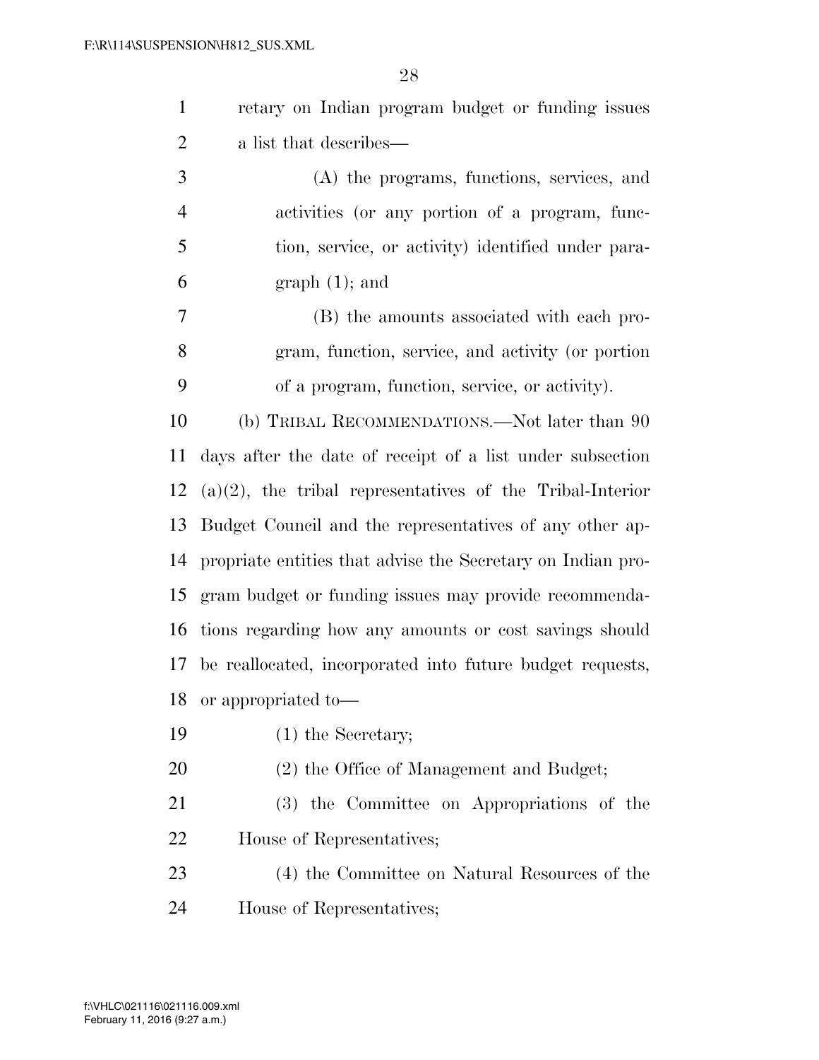retary on Indian program budget or funding issues a list that describes—

(A) the programs, functions, services, and activities (or any portion of a program, function, service, or activity) identified under paragraph (1); and

(B) the amounts associated with each program, function, service, and activity (or portion of a program, function, service, or activity).

(b) TRIBAL RECOMMENDATIONS.—Not later than 90 days after the date of receipt of a list under subsection (a)(2), the tribal representatives of the Tribal-Interior Budget Council and the representatives of any other appropriate entities that advise the Secretary on Indian program budget or funding issues may provide recommendations regarding how any amounts or cost savings should be reallocated, incorporated into future budget requests, or appropriated to—

(1) the Secretary;

(2) the Office of Management and Budget;

(3) the Committee on Appropriations of the House of Representatives;

(4) the Committee on Natural Resources of the House of Representatives;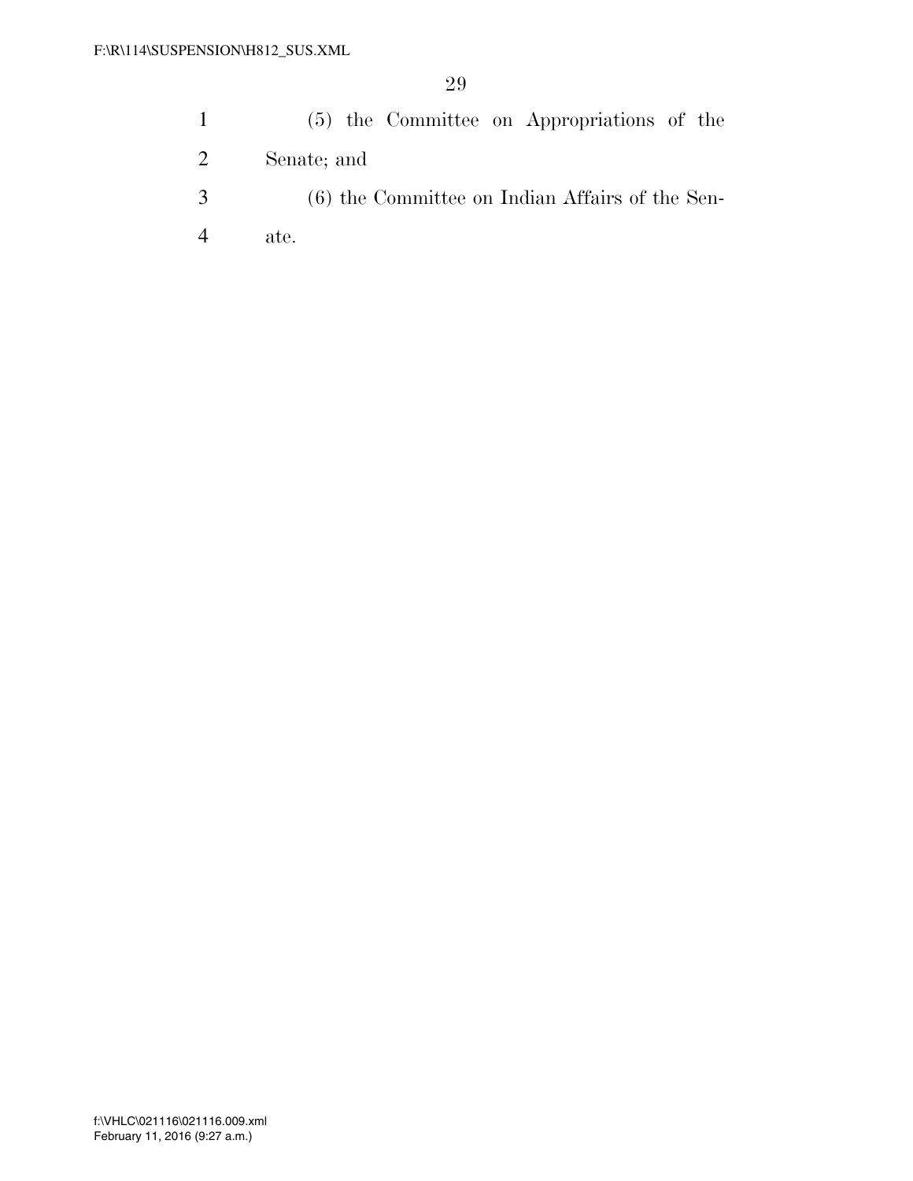(5) the Committee on Appropriations of the Senate; and

(6) the Committee on Indian Affairs of the Senate.